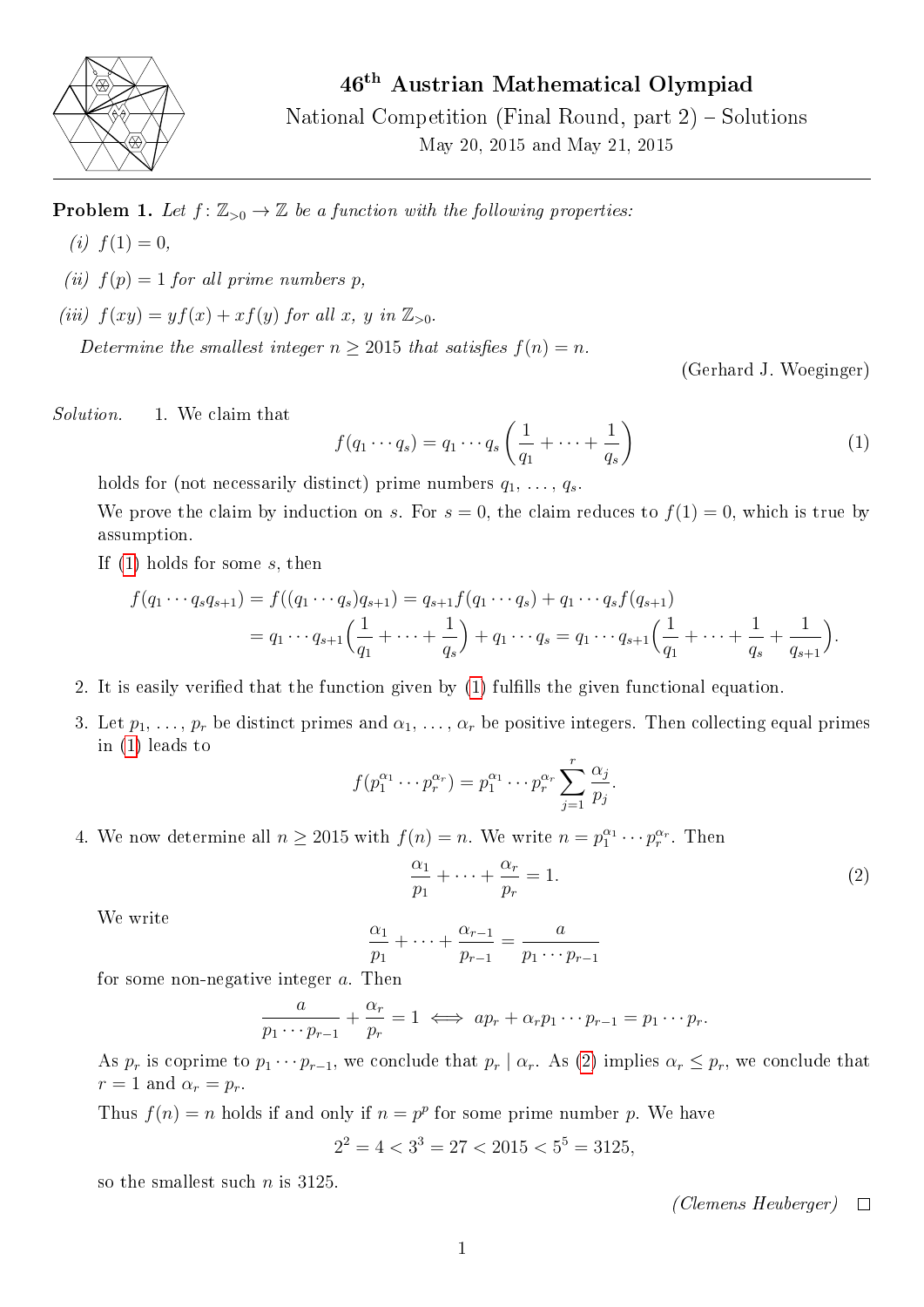# 46th Austrian Mathematical Olympiad

National Competition (Final Round, part 2) – Solutions

May 20, 2015 and May 21, 2015

---

**Problem 1.** *Let $f\colon \mathbb{Z}_{>0} \to \mathbb{Z}$ be a function with the following properties:*

*(i) $f(1) = 0$,*

*(ii) $f(p) = 1$ for all prime numbers $p$,*

*(iii) $f(xy) = yf(x) + xf(y)$ for all $x$, $y$ in $\mathbb{Z}_{>0}$.*

*Determine the smallest integer $n \geq 2015$ that satisfies $f(n) = n$.*

(Gerhard J. Woeginger)

*Solution.*

1. We claim that
$$f(q_1 \cdots q_s) = q_1 \cdots q_s \left(\frac{1}{q_1} + \cdots + \frac{1}{q_s}\right) \tag{1}$$
holds for (not necessarily distinct) prime numbers $q_1, \ldots, q_s$.

   We prove the claim by induction on $s$. For $s = 0$, the claim reduces to $f(1) = 0$, which is true by assumption.

   If (1) holds for some $s$, then
$$\begin{aligned} f(q_1 \cdots q_s q_{s+1}) &= f((q_1 \cdots q_s)q_{s+1}) = q_{s+1} f(q_1 \cdots q_s) + q_1 \cdots q_s f(q_{s+1}) \\ &= q_1 \cdots q_{s+1}\Big(\frac{1}{q_1} + \cdots + \frac{1}{q_s}\Big) + q_1 \cdots q_s = q_1 \cdots q_{s+1}\Big(\frac{1}{q_1} + \cdots + \frac{1}{q_s} + \frac{1}{q_{s+1}}\Big). \end{aligned}$$

2. It is easily verified that the function given by (1) fulfills the given functional equation.

3. Let $p_1, \ldots, p_r$ be distinct primes and $\alpha_1, \ldots, \alpha_r$ be positive integers. Then collecting equal primes in (1) leads to
$$f(p_1^{\alpha_1} \cdots p_r^{\alpha_r}) = p_1^{\alpha_1} \cdots p_r^{\alpha_r} \sum_{j=1}^{r} \frac{\alpha_j}{p_j}.$$

4. We now determine all $n \geq 2015$ with $f(n) = n$. We write $n = p_1^{\alpha_1} \cdots p_r^{\alpha_r}$. Then
$$\frac{\alpha_1}{p_1} + \cdots + \frac{\alpha_r}{p_r} = 1. \tag{2}$$
We write
$$\frac{\alpha_1}{p_1} + \cdots + \frac{\alpha_{r-1}}{p_{r-1}} = \frac{a}{p_1 \cdots p_{r-1}}$$
for some non-negative integer $a$. Then
$$\frac{a}{p_1 \cdots p_{r-1}} + \frac{\alpha_r}{p_r} = 1 \iff ap_r + \alpha_r p_1 \cdots p_{r-1} = p_1 \cdots p_r.$$
As $p_r$ is coprime to $p_1 \cdots p_{r-1}$, we conclude that $p_r \mid \alpha_r$. As (2) implies $\alpha_r \leq p_r$, we conclude that $r = 1$ and $\alpha_r = p_r$.

   Thus $f(n) = n$ holds if and only if $n = p^p$ for some prime number $p$. We have
$$2^2 = 4 < 3^3 = 27 < 2015 < 5^5 = 3125,$$
so the smallest such $n$ is 3125.

*(Clemens Heuberger)* □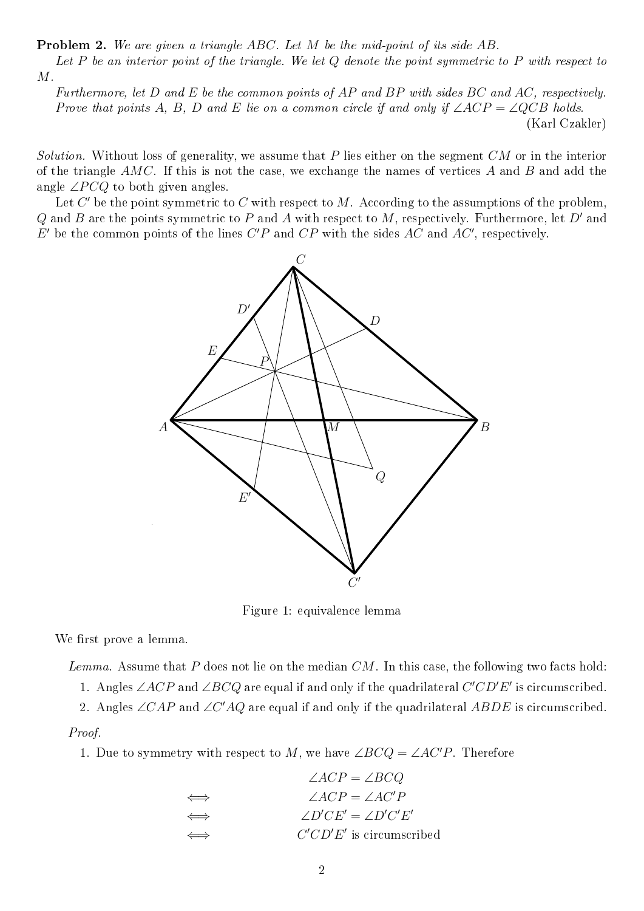**Problem 2.** *We are given a triangle $ABC$. Let $M$ be the mid-point of its side $AB$.*

*Let $P$ be an interior point of the triangle. We let $Q$ denote the point symmetric to $P$ with respect to $M$.*

*Furthermore, let $D$ and $E$ be the common points of $AP$ and $BP$ with sides $BC$ and $AC$, respectively.*

*Prove that points $A$, $B$, $D$ and $E$ lie on a common circle if and only if $\angle ACP = \angle QCB$ holds.*

(Karl Czakler)

*Solution.* Without loss of generality, we assume that $P$ lies either on the segment $CM$ or in the interior of the triangle $AMC$. If this is not the case, we exchange the names of vertices $A$ and $B$ and add the angle $\angle PCQ$ to both given angles.

Let $C'$ be the point symmetric to $C$ with respect to $M$. According to the assumptions of the problem, $Q$ and $B$ are the points symmetric to $P$ and $A$ with respect to $M$, respectively. Furthermore, let $D'$ and $E'$ be the common points of the lines $C'P$ and $CP$ with the sides $AC$ and $AC'$, respectively.

Figure 1: equivalence lemma

We first prove a lemma.

*Lemma.* Assume that $P$ does not lie on the median $CM$. In this case, the following two facts hold:

1. Angles $\angle ACP$ and $\angle BCQ$ are equal if and only if the quadrilateral $C'CD'E'$ is circumscribed.
2. Angles $\angle CAP$ and $\angle C'AQ$ are equal if and only if the quadrilateral $ABDE$ is circumscribed.

*Proof.*

1. Due to symmetry with respect to $M$, we have $\angle BCQ = \angle AC'P$. Therefore

$$
\begin{aligned}
& \angle ACP = \angle BCQ \\
\iff \quad & \angle ACP = \angle AC'P \\
\iff \quad & \angle D'CE' = \angle D'C'E' \\
\iff \quad & C'CD'E' \text{ is circumscribed}
\end{aligned}
$$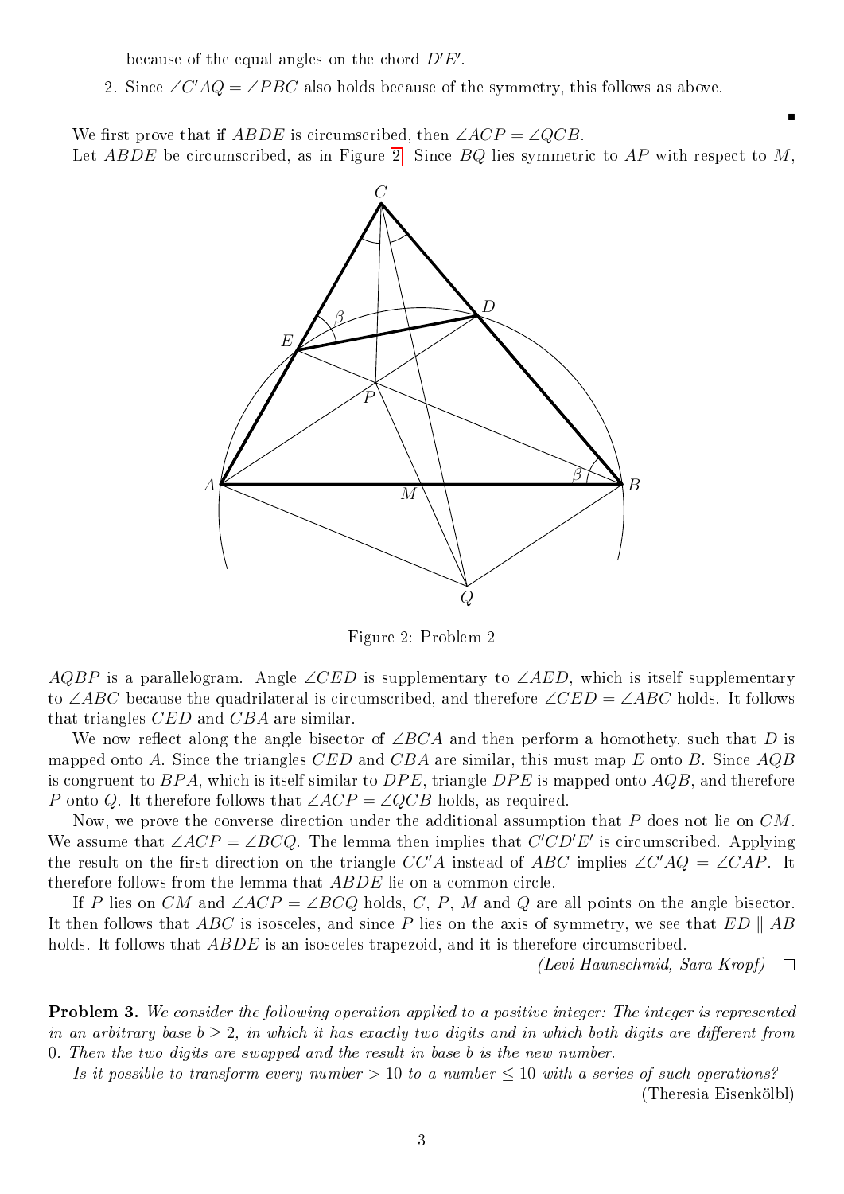because of the equal angles on the chord $D'E'$.

2. Since $\angle C'AQ = \angle PBC$ also holds because of the symmetry, this follows as above.

■

We first prove that if $ABDE$ is circumscribed, then $\angle ACP = \angle QCB$.

Let $ABDE$ be circumscribed, as in Figure 2. Since $BQ$ lies symmetric to $AP$ with respect to $M$,

Figure 2: Problem 2

$AQBP$ is a parallelogram. Angle $\angle CED$ is supplementary to $\angle AED$, which is itself supplementary to $\angle ABC$ because the quadrilateral is circumscribed, and therefore $\angle CED = \angle ABC$ holds. It follows that triangles $CED$ and $CBA$ are similar.

We now reflect along the angle bisector of $\angle BCA$ and then perform a homothety, such that $D$ is mapped onto $A$. Since the triangles $CED$ and $CBA$ are similar, this must map $E$ onto $B$. Since $AQB$ is congruent to $BPA$, which is itself similar to $DPE$, triangle $DPE$ is mapped onto $AQB$, and therefore $P$ onto $Q$. It therefore follows that $\angle ACP = \angle QCB$ holds, as required.

Now, we prove the converse direction under the additional assumption that $P$ does not lie on $CM$. We assume that $\angle ACP = \angle BCQ$. The lemma then implies that $C'CD'E'$ is circumscribed. Applying the result on the first direction on the triangle $CC'A$ instead of $ABC$ implies $\angle C'AQ = \angle CAP$. It therefore follows from the lemma that $ABDE$ lie on a common circle.

If $P$ lies on $CM$ and $\angle ACP = \angle BCQ$ holds, $C$, $P$, $M$ and $Q$ are all points on the angle bisector. It then follows that $ABC$ is isosceles, and since $P$ lies on the axis of symmetry, we see that $ED \parallel AB$ holds. It follows that $ABDE$ is an isosceles trapezoid, and it is therefore circumscribed.

*(Levi Haunschmid, Sara Kropf)* □

**Problem 3.** *We consider the following operation applied to a positive integer: The integer is represented in an arbitrary base $b \geq 2$, in which it has exactly two digits and in which both digits are different from 0. Then the two digits are swapped and the result in base $b$ is the new number.*

*Is it possible to transform every number $> 10$ to a number $\leq 10$ with a series of such operations?*

(Theresia Eisenkölbl)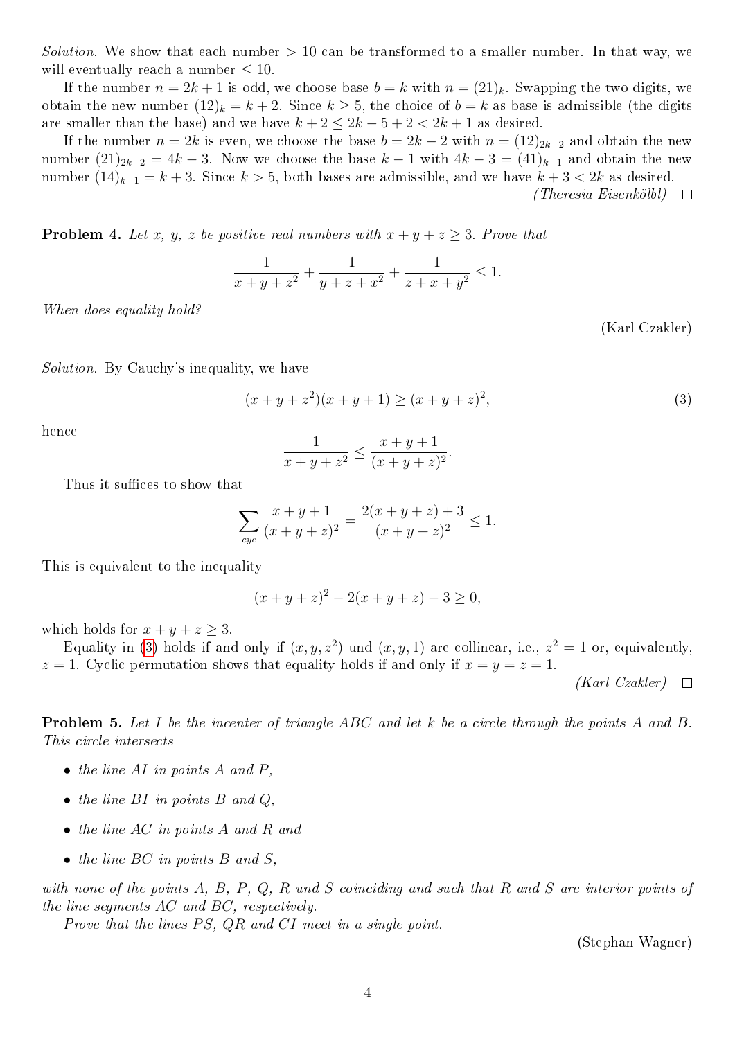*Solution.* We show that each number $> 10$ can be transformed to a smaller number. In that way, we will eventually reach a number $\leq 10$.

If the number $n = 2k+1$ is odd, we choose base $b = k$ with $n = (21)_k$. Swapping the two digits, we obtain the new number $(12)_k = k+2$. Since $k \geq 5$, the choice of $b = k$ as base is admissible (the digits are smaller than the base) and we have $k+2 \leq 2k-5+2 < 2k+1$ as desired.

If the number $n = 2k$ is even, we choose the base $b = 2k-2$ with $n = (12)_{2k-2}$ and obtain the new number $(21)_{2k-2} = 4k-3$. Now we choose the base $k-1$ with $4k-3 = (41)_{k-1}$ and obtain the new number $(14)_{k-1} = k+3$. Since $k > 5$, both bases are admissible, and we have $k+3 < 2k$ as desired.

*(Theresia Eisenkölbl)* □

**Problem 4.** *Let $x$, $y$, $z$ be positive real numbers with $x+y+z \geq 3$. Prove that*

$$\frac{1}{x+y+z^2} + \frac{1}{y+z+x^2} + \frac{1}{z+x+y^2} \leq 1.$$

*When does equality hold?*

(Karl Czakler)

*Solution.* By Cauchy's inequality, we have

$$(x+y+z^2)(x+y+1) \geq (x+y+z)^2, \tag{3}$$

hence

$$\frac{1}{x+y+z^2} \leq \frac{x+y+1}{(x+y+z)^2}.$$

Thus it suffices to show that

$$\sum_{cyc} \frac{x+y+1}{(x+y+z)^2} = \frac{2(x+y+z)+3}{(x+y+z)^2} \leq 1.$$

This is equivalent to the inequality

$$(x+y+z)^2 - 2(x+y+z) - 3 \geq 0,$$

which holds for $x+y+z \geq 3$.

Equality in (3) holds if and only if $(x, y, z^2)$ und $(x, y, 1)$ are collinear, i.e., $z^2 = 1$ or, equivalently, $z = 1$. Cyclic permutation shows that equality holds if and only if $x = y = z = 1$.

*(Karl Czakler)* □

**Problem 5.** *Let $I$ be the incenter of triangle $ABC$ and let $k$ be a circle through the points $A$ and $B$. This circle intersects*

- *the line $AI$ in points $A$ and $P$,*
- *the line $BI$ in points $B$ and $Q$,*
- *the line $AC$ in points $A$ and $R$ and*
- *the line $BC$ in points $B$ and $S$,*

*with none of the points $A$, $B$, $P$, $Q$, $R$ und $S$ coinciding and such that $R$ and $S$ are interior points of the line segments $AC$ and $BC$, respectively.*

*Prove that the lines $PS$, $QR$ and $CI$ meet in a single point.*

(Stephan Wagner)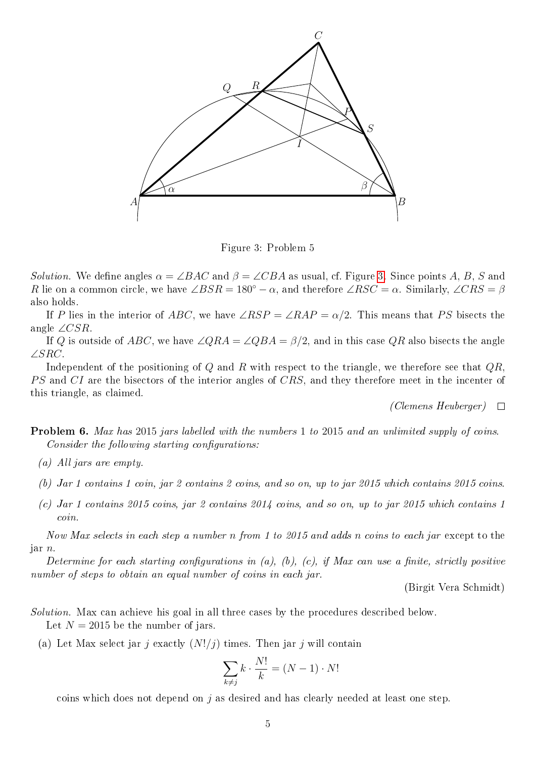Figure 3: Problem 5

*Solution.* We define angles $\alpha = \angle BAC$ and $\beta = \angle CBA$ as usual, cf. Figure 3. Since points $A$, $B$, $S$ and $R$ lie on a common circle, we have $\angle BSR = 180^\circ - \alpha$, and therefore $\angle RSC = \alpha$. Similarly, $\angle CRS = \beta$ also holds.

If $P$ lies in the interior of $ABC$, we have $\angle RSP = \angle RAP = \alpha/2$. This means that $PS$ bisects the angle $\angle CSR$.

If $Q$ is outside of $ABC$, we have $\angle QRA = \angle QBA = \beta/2$, and in this case $QR$ also bisects the angle $\angle SRC$.

Independent of the positioning of $Q$ and $R$ with respect to the triangle, we therefore see that $QR$, $PS$ and $CI$ are the bisectors of the interior angles of $CRS$, and they therefore meet in the incenter of this triangle, as claimed.

*(Clemens Heuberger)* □

**Problem 6.** *Max has* 2015 *jars labelled with the numbers* 1 *to* 2015 *and an unlimited supply of coins. Consider the following starting configurations:*

*(a) All jars are empty.*

*(b) Jar 1 contains 1 coin, jar 2 contains 2 coins, and so on, up to jar 2015 which contains 2015 coins.*

*(c) Jar 1 contains 2015 coins, jar 2 contains 2014 coins, and so on, up to jar 2015 which contains 1 coin.*

*Now Max selects in each step a number n from 1 to 2015 and adds n coins to each jar* except to the jar *n.*

*Determine for each starting configurations in (a), (b), (c), if Max can use a finite, strictly positive number of steps to obtain an equal number of coins in each jar.*

(Birgit Vera Schmidt)

*Solution.* Max can achieve his goal in all three cases by the procedures described below.

Let $N = 2015$ be the number of jars.

(a) Let Max select jar $j$ exactly $(N!/j)$ times. Then jar $j$ will contain

$$\sum_{k \neq j} k \cdot \frac{N!}{k} = (N-1) \cdot N!$$

coins which does not depend on $j$ as desired and has clearly needed at least one step.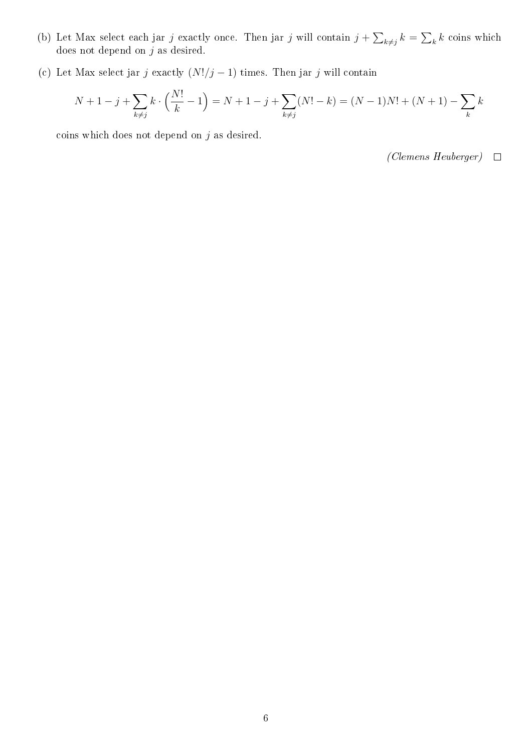(b) Let Max select each jar $j$ exactly once. Then jar $j$ will contain $j + \sum_{k \neq j} k = \sum_k k$ coins which does not depend on $j$ as desired.

(c) Let Max select jar $j$ exactly $(N!/j - 1)$ times. Then jar $j$ will contain

$$N + 1 - j + \sum_{k \neq j} k \cdot \left(\frac{N!}{k} - 1\right) = N + 1 - j + \sum_{k \neq j} (N! - k) = (N-1)N! + (N+1) - \sum_k k$$

coins which does not depend on $j$ as desired.

*(Clemens Heuberger)* □